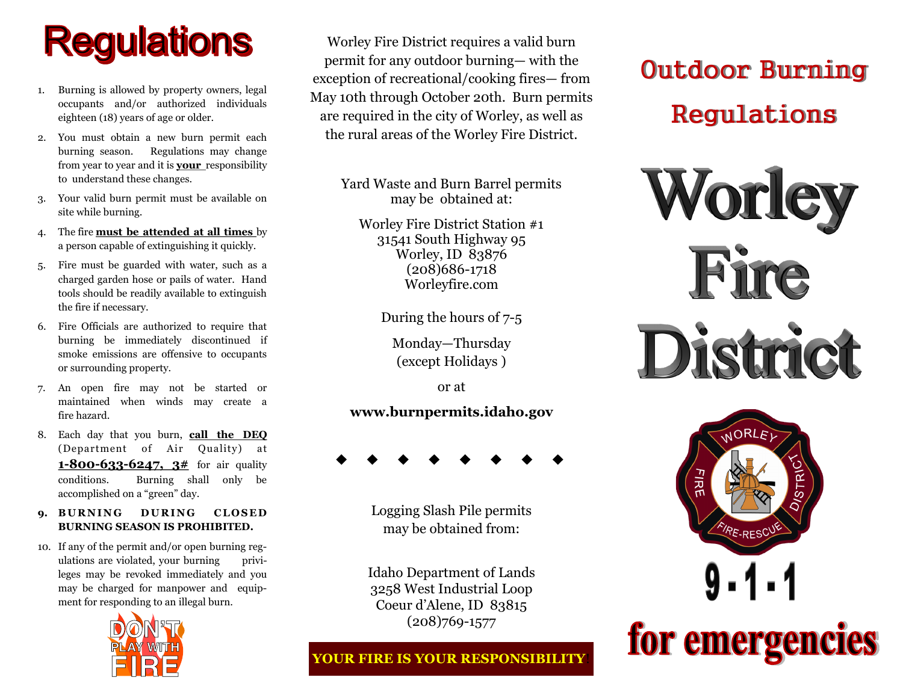# Regulations

1. Burning is allowed by property owners, legal occupants and/or authorized individuals eighteen (18) years of age or older.
2. You must obtain a new burn permit each burning season. Regulations may change from year to year and it is **your** responsibility to understand these changes.
3. Your valid burn permit must be available on site while burning.
4. The fire **must be attended at all times** by a person capable of extinguishing it quickly.
5. Fire must be guarded with water, such as a charged garden hose or pails of water. Hand tools should be readily available to extinguish the fire if necessary.
6. Fire Officials are authorized to require that burning be immediately discontinued if smoke emissions are offensive to occupants or surrounding property.
7. An open fire may not be started or maintained when winds may create a fire hazard.
8. Each day that you burn, **call the DEQ** (Department of Air Quality) at **1-800-633-6247, 3#** for air quality conditions. Burning shall only be accomplished on a "green" day.
9. **BURNING DURING CLOSED BURNING SEASON IS PROHIBITED.**
10. If any of the permit and/or open burning regulations are violated, your burning privileges may be revoked immediately and you may be charged for manpower and equipment for responding to an illegal burn.

DON'T PLAY WITH FIRE

Worley Fire District requires a valid burn permit for any outdoor burning— with the exception of recreational/cooking fires— from May 10th through October 20th. Burn permits are required in the city of Worley, as well as the rural areas of the Worley Fire District.

Yard Waste and Burn Barrel permits may be obtained at:

Worley Fire District Station #1
31541 South Highway 95
Worley, ID 83876
(208)686-1718
Worleyfire.com

During the hours of 7-5

Monday—Thursday
(except Holidays )

or at

**www.burnpermits.idaho.gov**

◆ ◆ ◆ ◆ ◆ ◆ ◆ ◆

Logging Slash Pile permits may be obtained from:

Idaho Department of Lands
3258 West Industrial Loop
Coeur d'Alene, ID 83815
(208)769-1577

**YOUR FIRE IS YOUR RESPONSIBILITY**

# Outdoor Burning Regulations

# Worley Fire District

WORLEY FIRE DISTRICT FIRE-RESCUE

9-1-1 for emergencies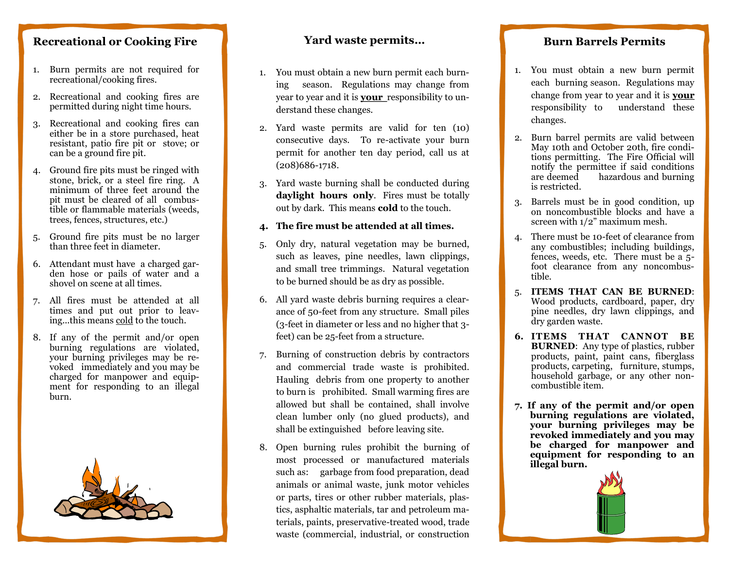## Recreational or Cooking Fire

1. Burn permits are not required for recreational/cooking fires.
2. Recreational and cooking fires are permitted during night time hours.
3. Recreational and cooking fires can either be in a store purchased, heat resistant, patio fire pit or stove; or can be a ground fire pit.
4. Ground fire pits must be ringed with stone, brick, or a steel fire ring. A minimum of three feet around the pit must be cleared of all combustible or flammable materials (weeds, trees, fences, structures, etc.)
5. Ground fire pits must be no larger than three feet in diameter.
6. Attendant must have a charged garden hose or pails of water and a shovel on scene at all times.
7. All fires must be attended at all times and put out prior to leaving...this means cold to the touch.
8. If any of the permit and/or open burning regulations are violated, your burning privileges may be revoked immediately and you may be charged for manpower and equipment for responding to an illegal burn.

## Yard waste permits...

1. You must obtain a new burn permit each burning season. Regulations may change from year to year and it is **your** responsibility to understand these changes.
2. Yard waste permits are valid for ten (10) consecutive days. To re-activate your burn permit for another ten day period, call us at (208)686-1718.
3. Yard waste burning shall be conducted during **daylight hours only**. Fires must be totally out by dark. This means **cold** to the touch.
4. **The fire must be attended at all times.**
5. Only dry, natural vegetation may be burned, such as leaves, pine needles, lawn clippings, and small tree trimmings. Natural vegetation to be burned should be as dry as possible.
6. All yard waste debris burning requires a clearance of 50-feet from any structure. Small piles (3-feet in diameter or less and no higher that 3-feet) can be 25-feet from a structure.
7. Burning of construction debris by contractors and commercial trade waste is prohibited. Hauling debris from one property to another to burn is prohibited. Small warming fires are allowed but shall be contained, shall involve clean lumber only (no glued products), and shall be extinguished before leaving site.
8. Open burning rules prohibit the burning of most processed or manufactured materials such as: garbage from food preparation, dead animals or animal waste, junk motor vehicles or parts, tires or other rubber materials, plastics, asphaltic materials, tar and petroleum materials, paints, preservative-treated wood, trade waste (commercial, industrial, or construction

## Burn Barrels Permits

1. You must obtain a new burn permit each burning season. Regulations may change from year to year and it is **your** responsibility to understand these changes.
2. Burn barrel permits are valid between May 10th and October 20th, fire conditions permitting. The Fire Official will notify the permittee if said conditions are deemed hazardous and burning is restricted.
3. Barrels must be in good condition, up on noncombustible blocks and have a screen with 1/2" maximum mesh.
4. There must be 10-feet of clearance from any combustibles; including buildings, fences, weeds, etc. There must be a 5-foot clearance from any noncombustible.
5. **ITEMS THAT CAN BE BURNED**: Wood products, cardboard, paper, dry pine needles, dry lawn clippings, and dry garden waste.
6. **ITEMS THAT CANNOT BE BURNED**: Any type of plastics, rubber products, paint, paint cans, fiberglass products, carpeting, furniture, stumps, household garbage, or any other non-combustible item.
7. **If any of the permit and/or open burning regulations are violated, your burning privileges may be revoked immediately and you may be charged for manpower and equipment for responding to an illegal burn.**